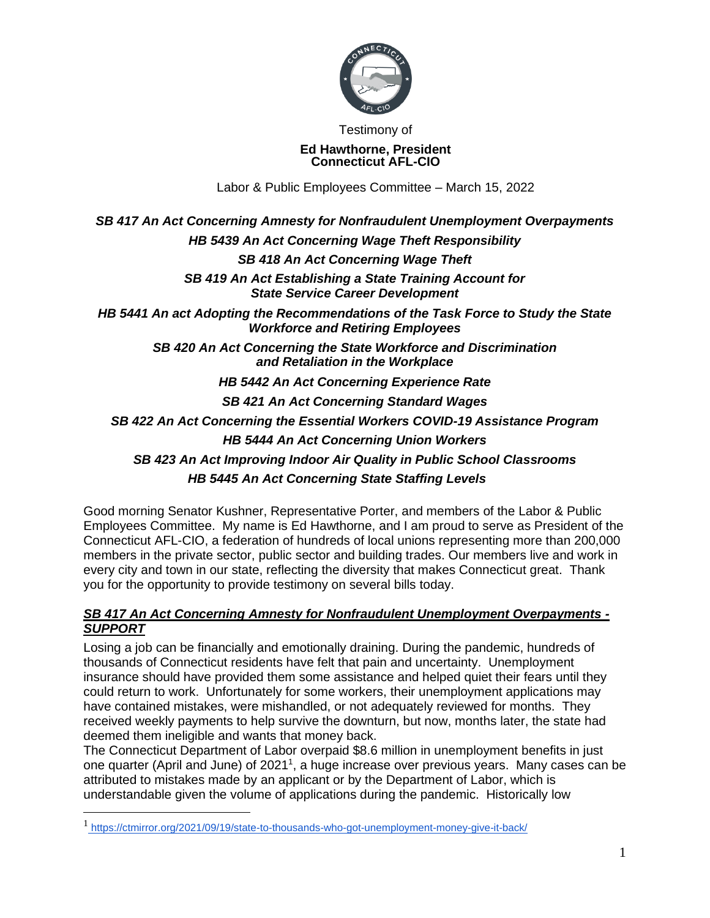Testimony of

**Ed Hawthorne, President**
**Connecticut AFL-CIO**

Labor & Public Employees Committee – March 15, 2022

***SB 417 An Act Concerning Amnesty for Nonfraudulent Unemployment Overpayments***

***HB 5439 An Act Concerning Wage Theft Responsibility***

***SB 418 An Act Concerning Wage Theft***

***SB 419 An Act Establishing a State Training Account for State Service Career Development***

***HB 5441 An act Adopting the Recommendations of the Task Force to Study the State Workforce and Retiring Employees***

***SB 420 An Act Concerning the State Workforce and Discrimination and Retaliation in the Workplace***

***HB 5442 An Act Concerning Experience Rate***

***SB 421 An Act Concerning Standard Wages***

***SB 422 An Act Concerning the Essential Workers COVID-19 Assistance Program***

***HB 5444 An Act Concerning Union Workers***

***SB 423 An Act Improving Indoor Air Quality in Public School Classrooms***

***HB 5445 An Act Concerning State Staffing Levels***

Good morning Senator Kushner, Representative Porter, and members of the Labor & Public Employees Committee. My name is Ed Hawthorne, and I am proud to serve as President of the Connecticut AFL-CIO, a federation of hundreds of local unions representing more than 200,000 members in the private sector, public sector and building trades. Our members live and work in every city and town in our state, reflecting the diversity that makes Connecticut great. Thank you for the opportunity to provide testimony on several bills today.

***SB 417 An Act Concerning Amnesty for Nonfraudulent Unemployment Overpayments - SUPPORT***

Losing a job can be financially and emotionally draining. During the pandemic, hundreds of thousands of Connecticut residents have felt that pain and uncertainty. Unemployment insurance should have provided them some assistance and helped quiet their fears until they could return to work. Unfortunately for some workers, their unemployment applications may have contained mistakes, were mishandled, or not adequately reviewed for months. They received weekly payments to help survive the downturn, but now, months later, the state had deemed them ineligible and wants that money back.

The Connecticut Department of Labor overpaid $8.6 million in unemployment benefits in just one quarter (April and June) of 2021[1], a huge increase over previous years. Many cases can be attributed to mistakes made by an applicant or by the Department of Labor, which is understandable given the volume of applications during the pandemic. Historically low

[1] https://ctmirror.org/2021/09/19/state-to-thousands-who-got-unemployment-money-give-it-back/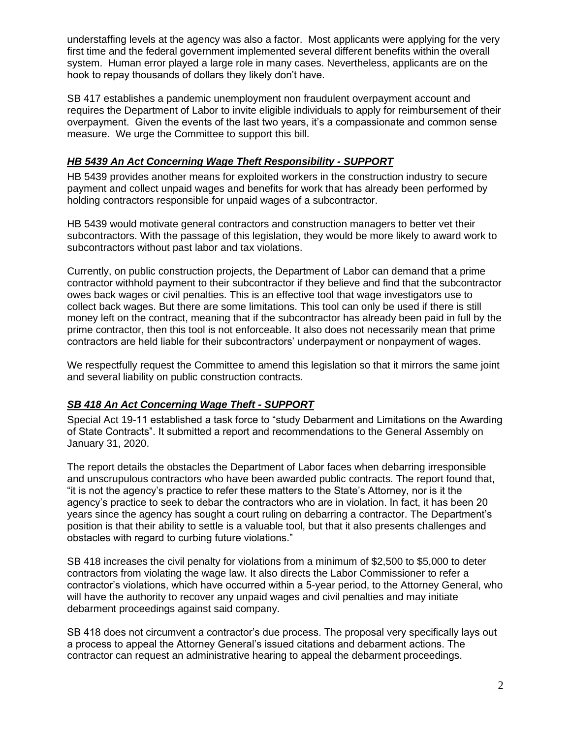understaffing levels at the agency was also a factor. Most applicants were applying for the very first time and the federal government implemented several different benefits within the overall system. Human error played a large role in many cases. Nevertheless, applicants are on the hook to repay thousands of dollars they likely don't have.

SB 417 establishes a pandemic unemployment non fraudulent overpayment account and requires the Department of Labor to invite eligible individuals to apply for reimbursement of their overpayment. Given the events of the last two years, it's a compassionate and common sense measure. We urge the Committee to support this bill.

### ***HB 5439 An Act Concerning Wage Theft Responsibility - SUPPORT***

HB 5439 provides another means for exploited workers in the construction industry to secure payment and collect unpaid wages and benefits for work that has already been performed by holding contractors responsible for unpaid wages of a subcontractor.

HB 5439 would motivate general contractors and construction managers to better vet their subcontractors. With the passage of this legislation, they would be more likely to award work to subcontractors without past labor and tax violations.

Currently, on public construction projects, the Department of Labor can demand that a prime contractor withhold payment to their subcontractor if they believe and find that the subcontractor owes back wages or civil penalties. This is an effective tool that wage investigators use to collect back wages. But there are some limitations. This tool can only be used if there is still money left on the contract, meaning that if the subcontractor has already been paid in full by the prime contractor, then this tool is not enforceable. It also does not necessarily mean that prime contractors are held liable for their subcontractors' underpayment or nonpayment of wages.

We respectfully request the Committee to amend this legislation so that it mirrors the same joint and several liability on public construction contracts.

### ***SB 418 An Act Concerning Wage Theft - SUPPORT***

Special Act 19-11 established a task force to "study Debarment and Limitations on the Awarding of State Contracts". It submitted a report and recommendations to the General Assembly on January 31, 2020.

The report details the obstacles the Department of Labor faces when debarring irresponsible and unscrupulous contractors who have been awarded public contracts. The report found that, "it is not the agency's practice to refer these matters to the State's Attorney, nor is it the agency's practice to seek to debar the contractors who are in violation. In fact, it has been 20 years since the agency has sought a court ruling on debarring a contractor. The Department's position is that their ability to settle is a valuable tool, but that it also presents challenges and obstacles with regard to curbing future violations."

SB 418 increases the civil penalty for violations from a minimum of $2,500 to $5,000 to deter contractors from violating the wage law. It also directs the Labor Commissioner to refer a contractor's violations, which have occurred within a 5-year period, to the Attorney General, who will have the authority to recover any unpaid wages and civil penalties and may initiate debarment proceedings against said company.

SB 418 does not circumvent a contractor's due process. The proposal very specifically lays out a process to appeal the Attorney General's issued citations and debarment actions. The contractor can request an administrative hearing to appeal the debarment proceedings.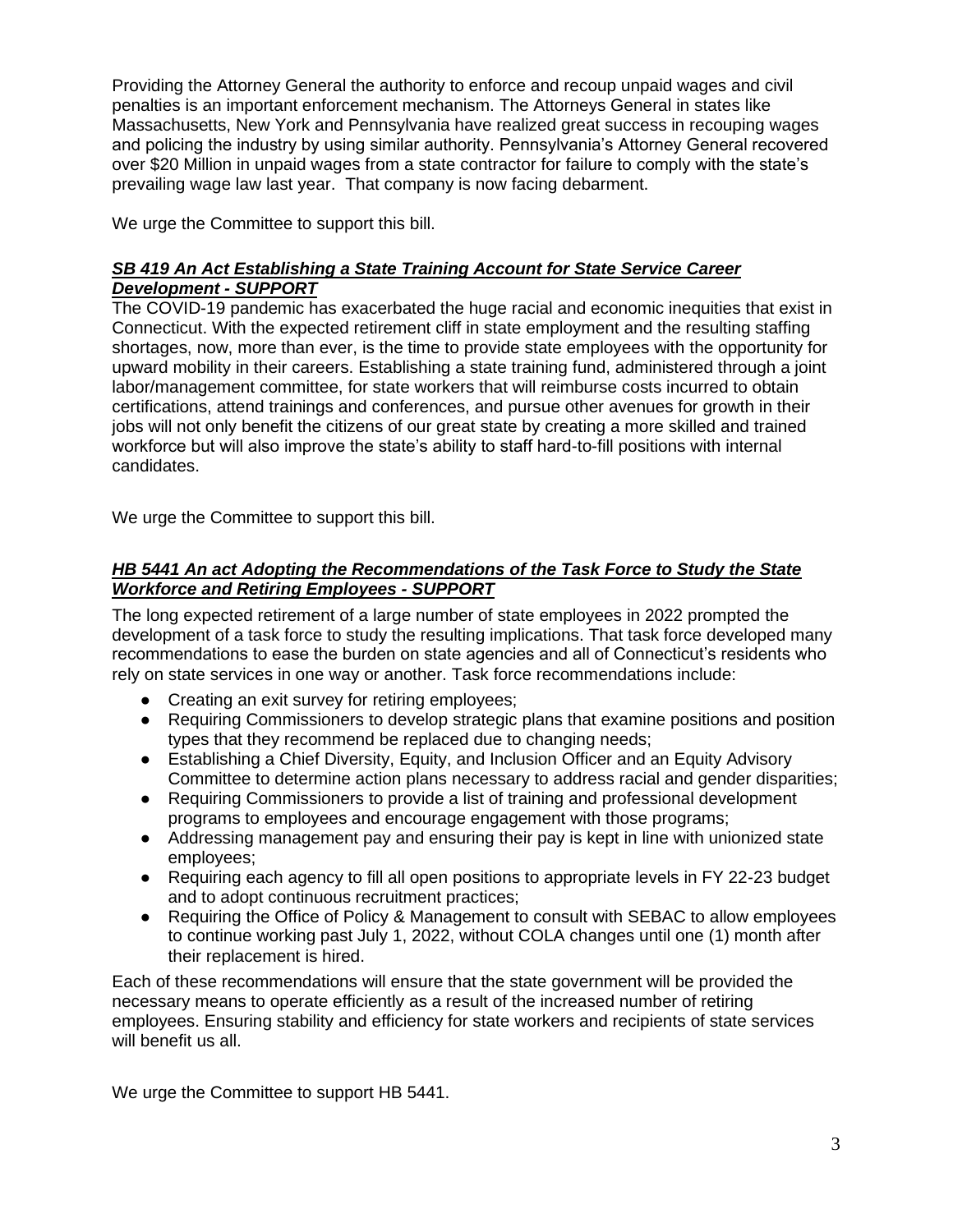Providing the Attorney General the authority to enforce and recoup unpaid wages and civil penalties is an important enforcement mechanism. The Attorneys General in states like Massachusetts, New York and Pennsylvania have realized great success in recouping wages and policing the industry by using similar authority. Pennsylvania's Attorney General recovered over $20 Million in unpaid wages from a state contractor for failure to comply with the state's prevailing wage law last year. That company is now facing debarment.

We urge the Committee to support this bill.

***SB 419 An Act Establishing a State Training Account for State Service Career Development - SUPPORT***

The COVID-19 pandemic has exacerbated the huge racial and economic inequities that exist in Connecticut. With the expected retirement cliff in state employment and the resulting staffing shortages, now, more than ever, is the time to provide state employees with the opportunity for upward mobility in their careers. Establishing a state training fund, administered through a joint labor/management committee, for state workers that will reimburse costs incurred to obtain certifications, attend trainings and conferences, and pursue other avenues for growth in their jobs will not only benefit the citizens of our great state by creating a more skilled and trained workforce but will also improve the state's ability to staff hard-to-fill positions with internal candidates.

We urge the Committee to support this bill.

***HB 5441 An act Adopting the Recommendations of the Task Force to Study the State Workforce and Retiring Employees - SUPPORT***

The long expected retirement of a large number of state employees in 2022 prompted the development of a task force to study the resulting implications. That task force developed many recommendations to ease the burden on state agencies and all of Connecticut's residents who rely on state services in one way or another. Task force recommendations include:

- Creating an exit survey for retiring employees;
- Requiring Commissioners to develop strategic plans that examine positions and position types that they recommend be replaced due to changing needs;
- Establishing a Chief Diversity, Equity, and Inclusion Officer and an Equity Advisory Committee to determine action plans necessary to address racial and gender disparities;
- Requiring Commissioners to provide a list of training and professional development programs to employees and encourage engagement with those programs;
- Addressing management pay and ensuring their pay is kept in line with unionized state employees;
- Requiring each agency to fill all open positions to appropriate levels in FY 22-23 budget and to adopt continuous recruitment practices;
- Requiring the Office of Policy & Management to consult with SEBAC to allow employees to continue working past July 1, 2022, without COLA changes until one (1) month after their replacement is hired.

Each of these recommendations will ensure that the state government will be provided the necessary means to operate efficiently as a result of the increased number of retiring employees. Ensuring stability and efficiency for state workers and recipients of state services will benefit us all.

We urge the Committee to support HB 5441.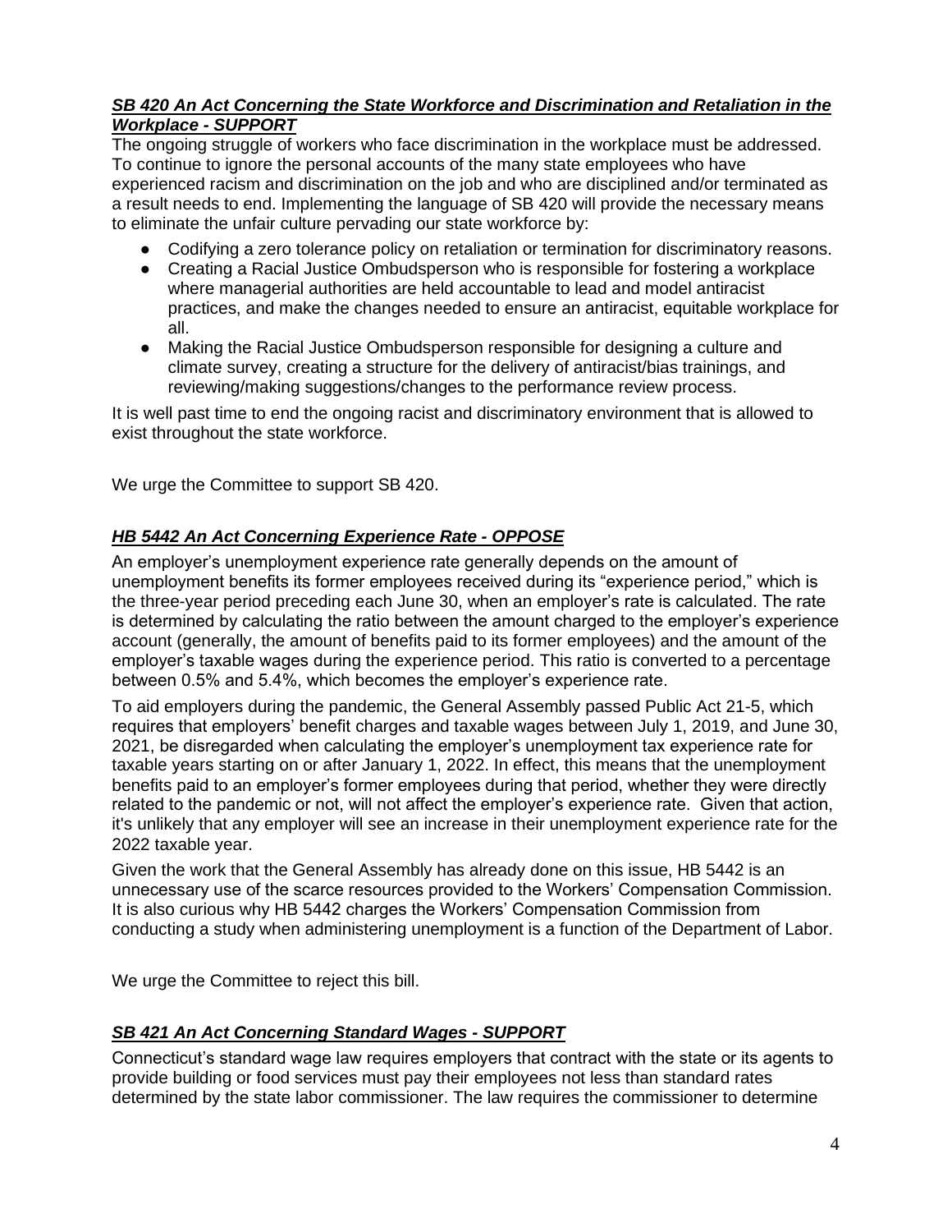***SB 420 An Act Concerning the State Workforce and Discrimination and Retaliation in the Workplace - SUPPORT***

The ongoing struggle of workers who face discrimination in the workplace must be addressed. To continue to ignore the personal accounts of the many state employees who have experienced racism and discrimination on the job and who are disciplined and/or terminated as a result needs to end. Implementing the language of SB 420 will provide the necessary means to eliminate the unfair culture pervading our state workforce by:

- Codifying a zero tolerance policy on retaliation or termination for discriminatory reasons.
- Creating a Racial Justice Ombudsperson who is responsible for fostering a workplace where managerial authorities are held accountable to lead and model antiracist practices, and make the changes needed to ensure an antiracist, equitable workplace for all.
- Making the Racial Justice Ombudsperson responsible for designing a culture and climate survey, creating a structure for the delivery of antiracist/bias trainings, and reviewing/making suggestions/changes to the performance review process.

It is well past time to end the ongoing racist and discriminatory environment that is allowed to exist throughout the state workforce.

We urge the Committee to support SB 420.

***HB 5442 An Act Concerning Experience Rate - OPPOSE***

An employer's unemployment experience rate generally depends on the amount of unemployment benefits its former employees received during its "experience period," which is the three-year period preceding each June 30, when an employer's rate is calculated. The rate is determined by calculating the ratio between the amount charged to the employer's experience account (generally, the amount of benefits paid to its former employees) and the amount of the employer's taxable wages during the experience period. This ratio is converted to a percentage between 0.5% and 5.4%, which becomes the employer's experience rate.

To aid employers during the pandemic, the General Assembly passed Public Act 21-5, which requires that employers' benefit charges and taxable wages between July 1, 2019, and June 30, 2021, be disregarded when calculating the employer's unemployment tax experience rate for taxable years starting on or after January 1, 2022. In effect, this means that the unemployment benefits paid to an employer's former employees during that period, whether they were directly related to the pandemic or not, will not affect the employer's experience rate. Given that action, it's unlikely that any employer will see an increase in their unemployment experience rate for the 2022 taxable year.

Given the work that the General Assembly has already done on this issue, HB 5442 is an unnecessary use of the scarce resources provided to the Workers' Compensation Commission. It is also curious why HB 5442 charges the Workers' Compensation Commission from conducting a study when administering unemployment is a function of the Department of Labor.

We urge the Committee to reject this bill.

***SB 421 An Act Concerning Standard Wages - SUPPORT***

Connecticut's standard wage law requires employers that contract with the state or its agents to provide building or food services must pay their employees not less than standard rates determined by the state labor commissioner. The law requires the commissioner to determine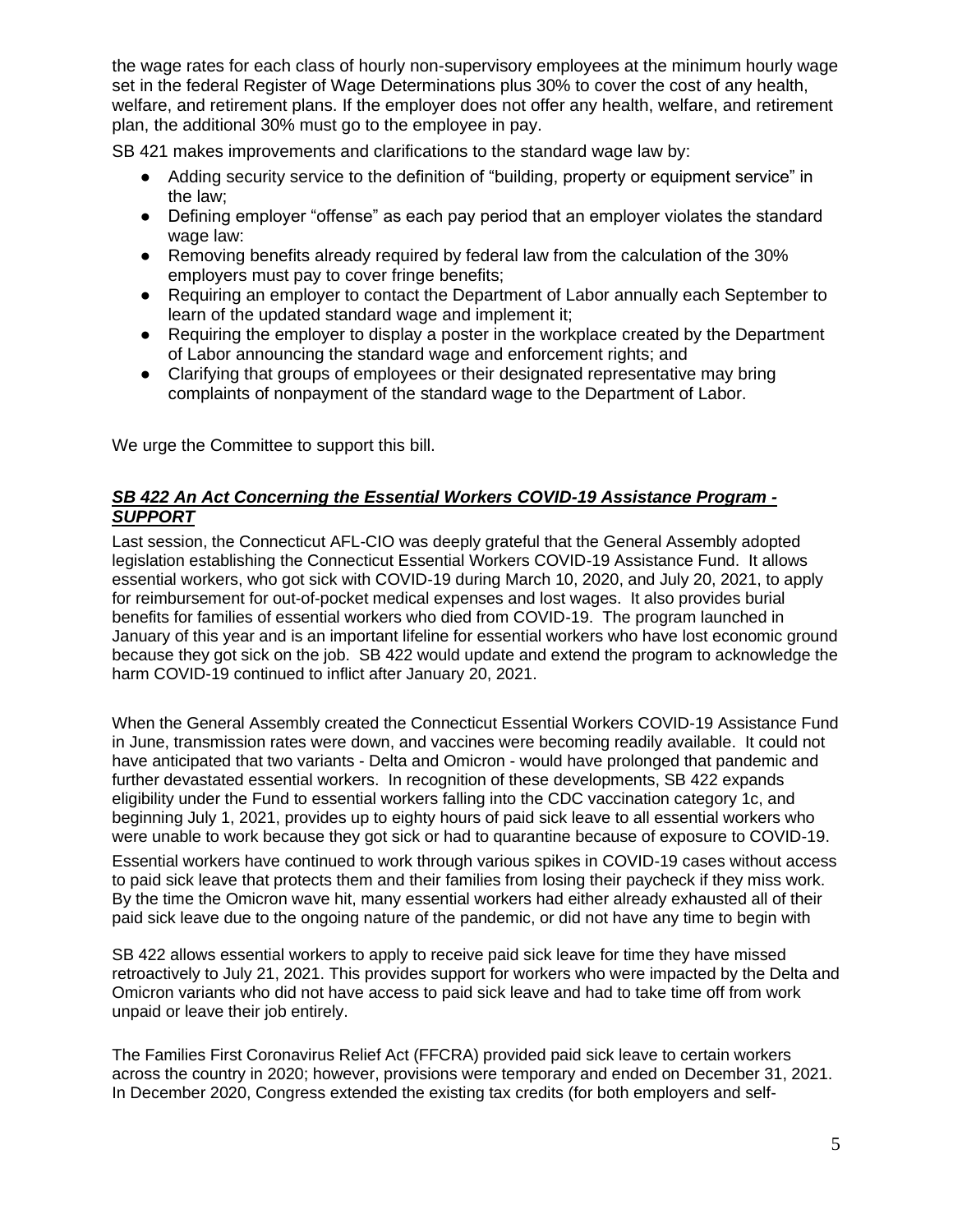the wage rates for each class of hourly non-supervisory employees at the minimum hourly wage set in the federal Register of Wage Determinations plus 30% to cover the cost of any health, welfare, and retirement plans. If the employer does not offer any health, welfare, and retirement plan, the additional 30% must go to the employee in pay.

SB 421 makes improvements and clarifications to the standard wage law by:

- Adding security service to the definition of "building, property or equipment service" in the law;
- Defining employer "offense" as each pay period that an employer violates the standard wage law:
- Removing benefits already required by federal law from the calculation of the 30% employers must pay to cover fringe benefits;
- Requiring an employer to contact the Department of Labor annually each September to learn of the updated standard wage and implement it;
- Requiring the employer to display a poster in the workplace created by the Department of Labor announcing the standard wage and enforcement rights; and
- Clarifying that groups of employees or their designated representative may bring complaints of nonpayment of the standard wage to the Department of Labor.

We urge the Committee to support this bill.

***SB 422 An Act Concerning the Essential Workers COVID-19 Assistance Program - SUPPORT***

Last session, the Connecticut AFL-CIO was deeply grateful that the General Assembly adopted legislation establishing the Connecticut Essential Workers COVID-19 Assistance Fund. It allows essential workers, who got sick with COVID-19 during March 10, 2020, and July 20, 2021, to apply for reimbursement for out-of-pocket medical expenses and lost wages. It also provides burial benefits for families of essential workers who died from COVID-19. The program launched in January of this year and is an important lifeline for essential workers who have lost economic ground because they got sick on the job. SB 422 would update and extend the program to acknowledge the harm COVID-19 continued to inflict after January 20, 2021.

When the General Assembly created the Connecticut Essential Workers COVID-19 Assistance Fund in June, transmission rates were down, and vaccines were becoming readily available. It could not have anticipated that two variants - Delta and Omicron - would have prolonged that pandemic and further devastated essential workers. In recognition of these developments, SB 422 expands eligibility under the Fund to essential workers falling into the CDC vaccination category 1c, and beginning July 1, 2021, provides up to eighty hours of paid sick leave to all essential workers who were unable to work because they got sick or had to quarantine because of exposure to COVID-19.

Essential workers have continued to work through various spikes in COVID-19 cases without access to paid sick leave that protects them and their families from losing their paycheck if they miss work. By the time the Omicron wave hit, many essential workers had either already exhausted all of their paid sick leave due to the ongoing nature of the pandemic, or did not have any time to begin with

SB 422 allows essential workers to apply to receive paid sick leave for time they have missed retroactively to July 21, 2021. This provides support for workers who were impacted by the Delta and Omicron variants who did not have access to paid sick leave and had to take time off from work unpaid or leave their job entirely.

The Families First Coronavirus Relief Act (FFCRA) provided paid sick leave to certain workers across the country in 2020; however, provisions were temporary and ended on December 31, 2021. In December 2020, Congress extended the existing tax credits (for both employers and self-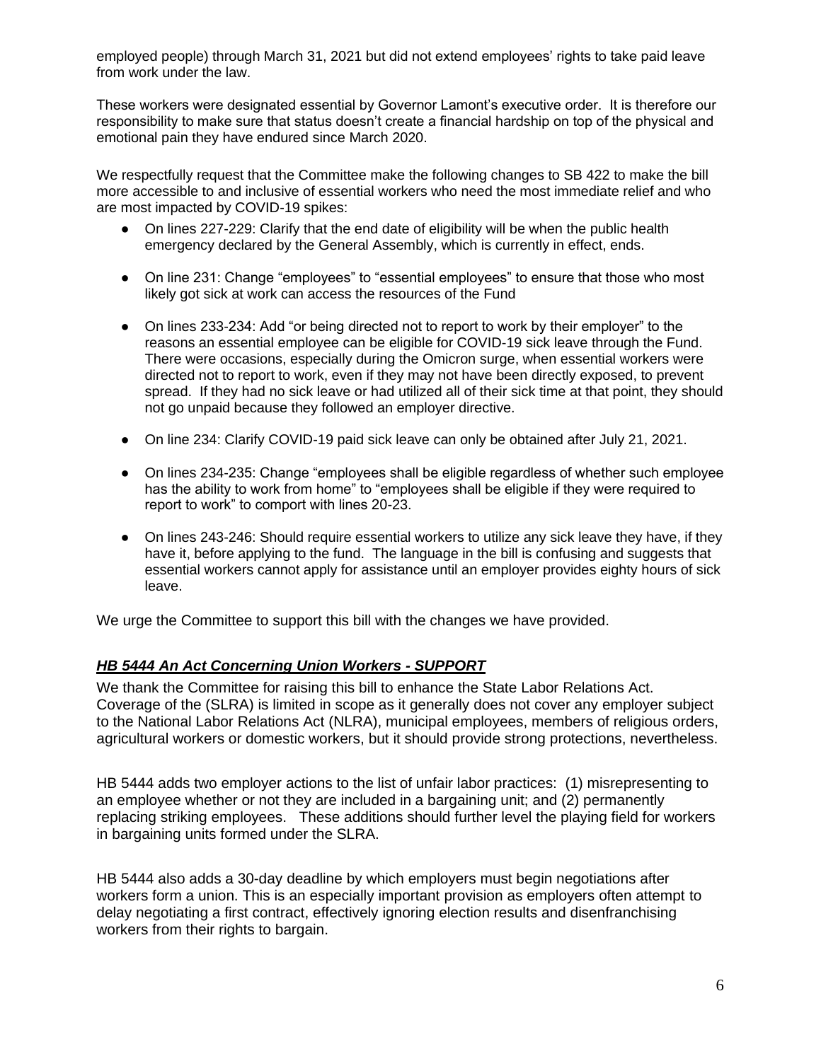employed people) through March 31, 2021 but did not extend employees' rights to take paid leave from work under the law.

These workers were designated essential by Governor Lamont's executive order. It is therefore our responsibility to make sure that status doesn't create a financial hardship on top of the physical and emotional pain they have endured since March 2020.

We respectfully request that the Committee make the following changes to SB 422 to make the bill more accessible to and inclusive of essential workers who need the most immediate relief and who are most impacted by COVID-19 spikes:

- On lines 227-229: Clarify that the end date of eligibility will be when the public health emergency declared by the General Assembly, which is currently in effect, ends.
- On line 231: Change "employees" to "essential employees" to ensure that those who most likely got sick at work can access the resources of the Fund
- On lines 233-234: Add "or being directed not to report to work by their employer" to the reasons an essential employee can be eligible for COVID-19 sick leave through the Fund. There were occasions, especially during the Omicron surge, when essential workers were directed not to report to work, even if they may not have been directly exposed, to prevent spread. If they had no sick leave or had utilized all of their sick time at that point, they should not go unpaid because they followed an employer directive.
- On line 234: Clarify COVID-19 paid sick leave can only be obtained after July 21, 2021.
- On lines 234-235: Change "employees shall be eligible regardless of whether such employee has the ability to work from home" to "employees shall be eligible if they were required to report to work" to comport with lines 20-23.
- On lines 243-246: Should require essential workers to utilize any sick leave they have, if they have it, before applying to the fund. The language in the bill is confusing and suggests that essential workers cannot apply for assistance until an employer provides eighty hours of sick leave.

We urge the Committee to support this bill with the changes we have provided.

## ***HB 5444 An Act Concerning Union Workers - SUPPORT***

We thank the Committee for raising this bill to enhance the State Labor Relations Act. Coverage of the (SLRA) is limited in scope as it generally does not cover any employer subject to the National Labor Relations Act (NLRA), municipal employees, members of religious orders, agricultural workers or domestic workers, but it should provide strong protections, nevertheless.

HB 5444 adds two employer actions to the list of unfair labor practices: (1) misrepresenting to an employee whether or not they are included in a bargaining unit; and (2) permanently replacing striking employees. These additions should further level the playing field for workers in bargaining units formed under the SLRA.

HB 5444 also adds a 30-day deadline by which employers must begin negotiations after workers form a union. This is an especially important provision as employers often attempt to delay negotiating a first contract, effectively ignoring election results and disenfranchising workers from their rights to bargain.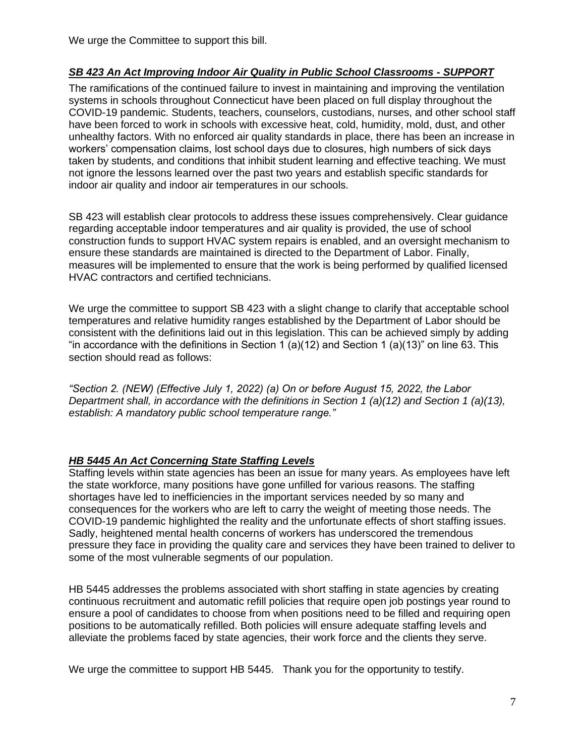We urge the Committee to support this bill.

***SB 423 An Act Improving Indoor Air Quality in Public School Classrooms - SUPPORT***

The ramifications of the continued failure to invest in maintaining and improving the ventilation systems in schools throughout Connecticut have been placed on full display throughout the COVID-19 pandemic. Students, teachers, counselors, custodians, nurses, and other school staff have been forced to work in schools with excessive heat, cold, humidity, mold, dust, and other unhealthy factors. With no enforced air quality standards in place, there has been an increase in workers' compensation claims, lost school days due to closures, high numbers of sick days taken by students, and conditions that inhibit student learning and effective teaching. We must not ignore the lessons learned over the past two years and establish specific standards for indoor air quality and indoor air temperatures in our schools.

SB 423 will establish clear protocols to address these issues comprehensively. Clear guidance regarding acceptable indoor temperatures and air quality is provided, the use of school construction funds to support HVAC system repairs is enabled, and an oversight mechanism to ensure these standards are maintained is directed to the Department of Labor. Finally, measures will be implemented to ensure that the work is being performed by qualified licensed HVAC contractors and certified technicians.

We urge the committee to support SB 423 with a slight change to clarify that acceptable school temperatures and relative humidity ranges established by the Department of Labor should be consistent with the definitions laid out in this legislation. This can be achieved simply by adding "in accordance with the definitions in Section 1 (a)(12) and Section 1 (a)(13)" on line 63. This section should read as follows:

*"Section 2. (NEW) (Effective July 1, 2022) (a) On or before August 15, 2022, the Labor Department shall, in accordance with the definitions in Section 1 (a)(12) and Section 1 (a)(13), establish: A mandatory public school temperature range."*

***HB 5445 An Act Concerning State Staffing Levels***

Staffing levels within state agencies has been an issue for many years. As employees have left the state workforce, many positions have gone unfilled for various reasons. The staffing shortages have led to inefficiencies in the important services needed by so many and consequences for the workers who are left to carry the weight of meeting those needs. The COVID-19 pandemic highlighted the reality and the unfortunate effects of short staffing issues. Sadly, heightened mental health concerns of workers has underscored the tremendous pressure they face in providing the quality care and services they have been trained to deliver to some of the most vulnerable segments of our population.

HB 5445 addresses the problems associated with short staffing in state agencies by creating continuous recruitment and automatic refill policies that require open job postings year round to ensure a pool of candidates to choose from when positions need to be filled and requiring open positions to be automatically refilled. Both policies will ensure adequate staffing levels and alleviate the problems faced by state agencies, their work force and the clients they serve.

We urge the committee to support HB 5445. Thank you for the opportunity to testify.